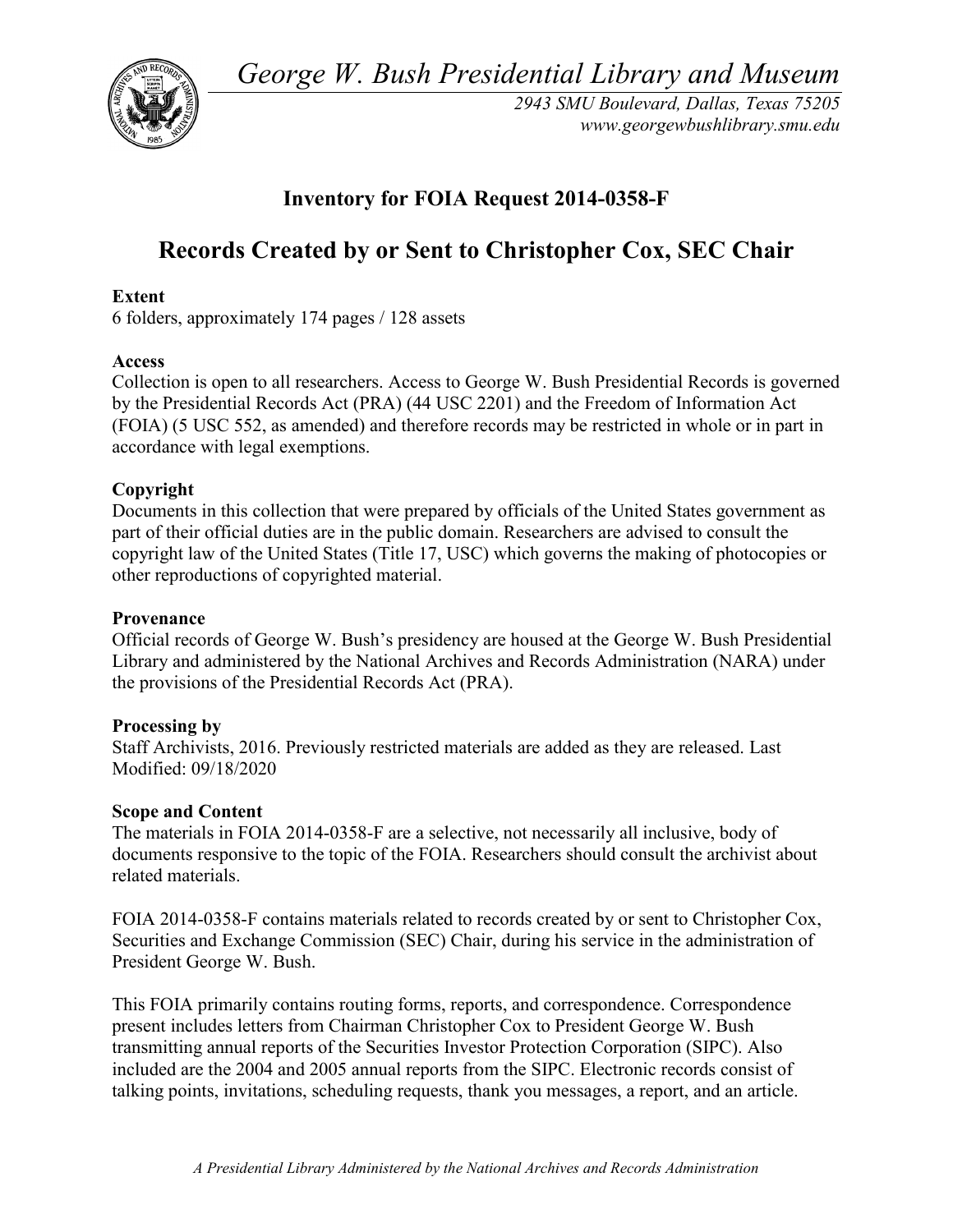*George W. Bush Presidential Library and Museum*

*2943 SMU Boulevard, Dallas, Texas 75205*
*www.georgewbushlibrary.smu.edu*

## Inventory for FOIA Request 2014-0358-F

# Records Created by or Sent to Christopher Cox, SEC Chair

**Extent**
6 folders, approximately 174 pages / 128 assets

**Access**
Collection is open to all researchers. Access to George W. Bush Presidential Records is governed by the Presidential Records Act (PRA) (44 USC 2201) and the Freedom of Information Act (FOIA) (5 USC 552, as amended) and therefore records may be restricted in whole or in part in accordance with legal exemptions.

**Copyright**
Documents in this collection that were prepared by officials of the United States government as part of their official duties are in the public domain. Researchers are advised to consult the copyright law of the United States (Title 17, USC) which governs the making of photocopies or other reproductions of copyrighted material.

**Provenance**
Official records of George W. Bush's presidency are housed at the George W. Bush Presidential Library and administered by the National Archives and Records Administration (NARA) under the provisions of the Presidential Records Act (PRA).

**Processing by**
Staff Archivists, 2016. Previously restricted materials are added as they are released. Last Modified: 09/18/2020

**Scope and Content**
The materials in FOIA 2014-0358-F are a selective, not necessarily all inclusive, body of documents responsive to the topic of the FOIA. Researchers should consult the archivist about related materials.

FOIA 2014-0358-F contains materials related to records created by or sent to Christopher Cox, Securities and Exchange Commission (SEC) Chair, during his service in the administration of President George W. Bush.

This FOIA primarily contains routing forms, reports, and correspondence. Correspondence present includes letters from Chairman Christopher Cox to President George W. Bush transmitting annual reports of the Securities Investor Protection Corporation (SIPC). Also included are the 2004 and 2005 annual reports from the SIPC. Electronic records consist of talking points, invitations, scheduling requests, thank you messages, a report, and an article.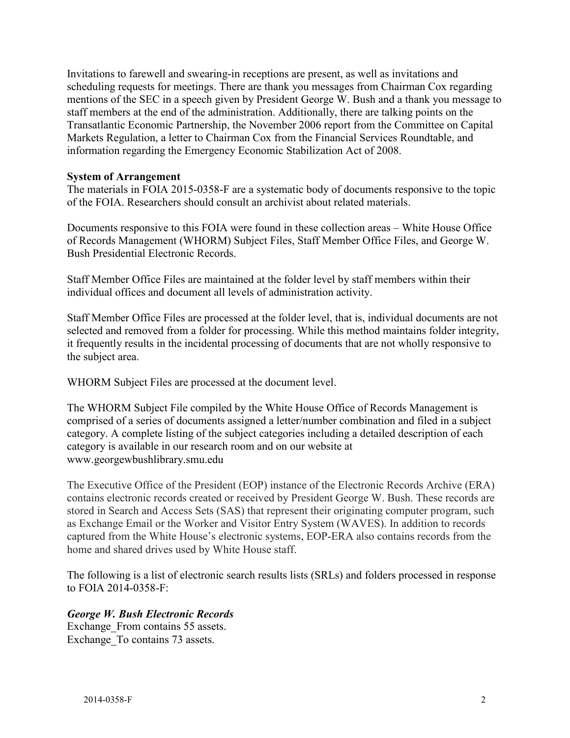Invitations to farewell and swearing-in receptions are present, as well as invitations and scheduling requests for meetings. There are thank you messages from Chairman Cox regarding mentions of the SEC in a speech given by President George W. Bush and a thank you message to staff members at the end of the administration. Additionally, there are talking points on the Transatlantic Economic Partnership, the November 2006 report from the Committee on Capital Markets Regulation, a letter to Chairman Cox from the Financial Services Roundtable, and information regarding the Emergency Economic Stabilization Act of 2008.

**System of Arrangement**

The materials in FOIA 2015-0358-F are a systematic body of documents responsive to the topic of the FOIA. Researchers should consult an archivist about related materials.

Documents responsive to this FOIA were found in these collection areas – White House Office of Records Management (WHORM) Subject Files, Staff Member Office Files, and George W. Bush Presidential Electronic Records.

Staff Member Office Files are maintained at the folder level by staff members within their individual offices and document all levels of administration activity.

Staff Member Office Files are processed at the folder level, that is, individual documents are not selected and removed from a folder for processing. While this method maintains folder integrity, it frequently results in the incidental processing of documents that are not wholly responsive to the subject area.

WHORM Subject Files are processed at the document level.

The WHORM Subject File compiled by the White House Office of Records Management is comprised of a series of documents assigned a letter/number combination and filed in a subject category. A complete listing of the subject categories including a detailed description of each category is available in our research room and on our website at www.georgewbushlibrary.smu.edu

The Executive Office of the President (EOP) instance of the Electronic Records Archive (ERA) contains electronic records created or received by President George W. Bush. These records are stored in Search and Access Sets (SAS) that represent their originating computer program, such as Exchange Email or the Worker and Visitor Entry System (WAVES). In addition to records captured from the White House's electronic systems, EOP-ERA also contains records from the home and shared drives used by White House staff.

The following is a list of electronic search results lists (SRLs) and folders processed in response to FOIA 2014-0358-F:

***George W. Bush Electronic Records***

Exchange_From contains 55 assets.
Exchange_To contains 73 assets.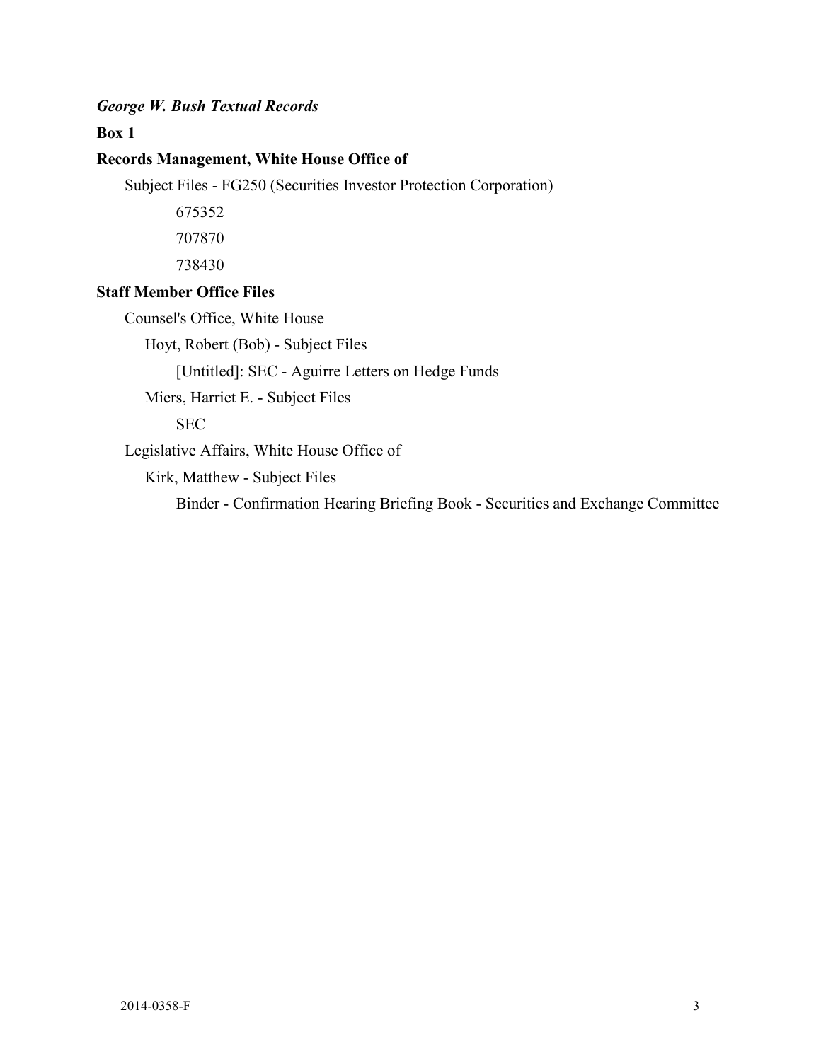***George W. Bush Textual Records***

**Box 1**

**Records Management, White House Office of**

Subject Files - FG250 (Securities Investor Protection Corporation)

675352

707870

738430

**Staff Member Office Files**

Counsel's Office, White House

Hoyt, Robert (Bob) - Subject Files

[Untitled]: SEC - Aguirre Letters on Hedge Funds

Miers, Harriet E. - Subject Files

SEC

Legislative Affairs, White House Office of

Kirk, Matthew - Subject Files

Binder - Confirmation Hearing Briefing Book - Securities and Exchange Committee

2014-0358-F